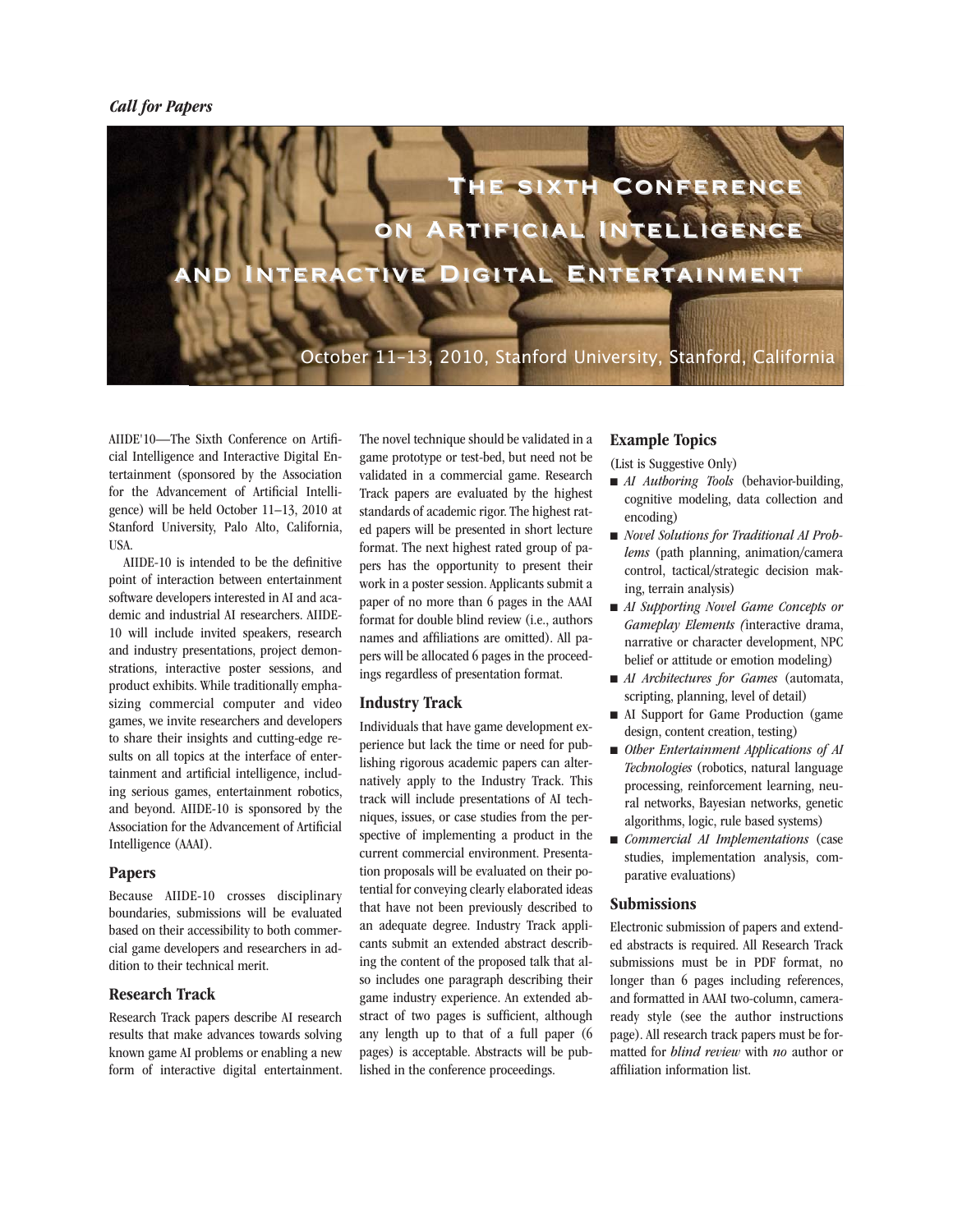*Call for Papers*

# The sixth Conference on Artificial Intelligence and Interactive Digital Entertainment

October 11–13, 2010, Stanford University, Stanford, California

AIIDE'10—The Sixth Conference on Artificial Intelligence and Interactive Digital Entertainment (sponsored by the Association for the Advancement of Artificial Intelligence) will be held October 11–13, 2010 at Stanford University, Palo Alto, California, USA.

AIIDE-10 is intended to be the definitive point of interaction between entertainment software developers interested in AI and academic and industrial AI researchers. AIIDE-10 will include invited speakers, research and industry presentations, project demonstrations, interactive poster sessions, and product exhibits. While traditionally emphasizing commercial computer and video games, we invite researchers and developers to share their insights and cutting-edge results on all topics at the interface of entertainment and artificial intelligence, including serious games, entertainment robotics, and beyond. AIIDE-10 is sponsored by the Association for the Advancement of Artificial Intelligence (AAAI).

## Papers

Because AIIDE-10 crosses disciplinary boundaries, submissions will be evaluated based on their accessibility to both commercial game developers and researchers in addition to their technical merit.

## Research Track

Research Track papers describe AI research results that make advances towards solving known game AI problems or enabling a new form of interactive digital entertainment. The novel technique should be validated in a game prototype or test-bed, but need not be validated in a commercial game. Research Track papers are evaluated by the highest standards of academic rigor. The highest rated papers will be presented in short lecture format. The next highest rated group of papers has the opportunity to present their work in a poster session. Applicants submit a paper of no more than 6 pages in the AAAI format for double blind review (i.e., authors names and affiliations are omitted). All papers will be allocated 6 pages in the proceedings regardless of presentation format.

## Industry Track

Individuals that have game development experience but lack the time or need for publishing rigorous academic papers can alternatively apply to the Industry Track. This track will include presentations of AI techniques, issues, or case studies from the perspective of implementing a product in the current commercial environment. Presentation proposals will be evaluated on their potential for conveying clearly elaborated ideas that have not been previously described to an adequate degree. Industry Track applicants submit an extended abstract describing the content of the proposed talk that also includes one paragraph describing their game industry experience. An extended abstract of two pages is sufficient, although any length up to that of a full paper (6 pages) is acceptable. Abstracts will be published in the conference proceedings.

## Example Topics

(List is Suggestive Only)

- *AI Authoring Tools* (behavior-building, cognitive modeling, data collection and encoding)
- *Novel Solutions for Traditional AI Problems* (path planning, animation/camera control, tactical/strategic decision making, terrain analysis)
- *AI Supporting Novel Game Concepts or Gameplay Elements (*interactive drama, narrative or character development, NPC belief or attitude or emotion modeling)
- *AI Architectures for Games* (automata, scripting, planning, level of detail)
- AI Support for Game Production (game design, content creation, testing)
- *Other Entertainment Applications of AI Technologies* (robotics, natural language processing, reinforcement learning, neural networks, Bayesian networks, genetic algorithms, logic, rule based systems)
- *Commercial AI Implementations* (case studies, implementation analysis, comparative evaluations)

## Submissions

Electronic submission of papers and extended abstracts is required. All Research Track submissions must be in PDF format, no longer than 6 pages including references, and formatted in AAAI two-column, camera-ready style (see the author instructions page). All research track papers must be formatted for *blind review* with *no* author or affiliation information list.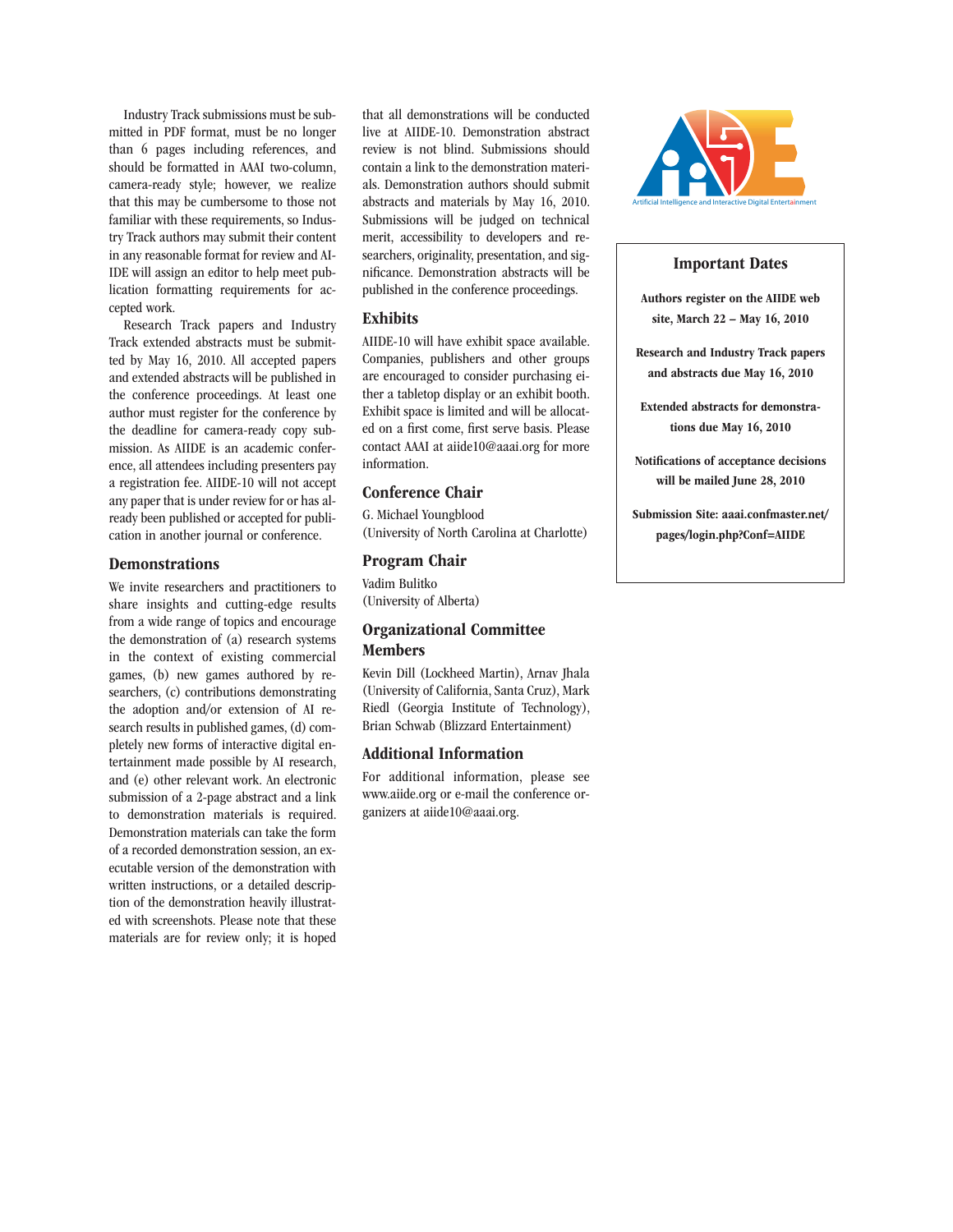Industry Track submissions must be submitted in PDF format, must be no longer than 6 pages including references, and should be formatted in AAAI two-column, camera-ready style; however, we realize that this may be cumbersome to those not familiar with these requirements, so Industry Track authors may submit their content in any reasonable format for review and AIIDE will assign an editor to help meet publication formatting requirements for accepted work.

Research Track papers and Industry Track extended abstracts must be submitted by May 16, 2010. All accepted papers and extended abstracts will be published in the conference proceedings. At least one author must register for the conference by the deadline for camera-ready copy submission. As AIIDE is an academic conference, all attendees including presenters pay a registration fee. AIIDE-10 will not accept any paper that is under review for or has already been published or accepted for publication in another journal or conference.

## Demonstrations

We invite researchers and practitioners to share insights and cutting-edge results from a wide range of topics and encourage the demonstration of (a) research systems in the context of existing commercial games, (b) new games authored by researchers, (c) contributions demonstrating the adoption and/or extension of AI research results in published games, (d) completely new forms of interactive digital entertainment made possible by AI research, and (e) other relevant work. An electronic submission of a 2-page abstract and a link to demonstration materials is required. Demonstration materials can take the form of a recorded demonstration session, an executable version of the demonstration with written instructions, or a detailed description of the demonstration heavily illustrated with screenshots. Please note that these materials are for review only; it is hoped that all demonstrations will be conducted live at AIIDE-10. Demonstration abstract review is not blind. Submissions should contain a link to the demonstration materials. Demonstration authors should submit abstracts and materials by May 16, 2010. Submissions will be judged on technical merit, accessibility to developers and researchers, originality, presentation, and significance. Demonstration abstracts will be published in the conference proceedings.

## Exhibits

AIIDE-10 will have exhibit space available. Companies, publishers and other groups are encouraged to consider purchasing either a tabletop display or an exhibit booth. Exhibit space is limited and will be allocated on a first come, first serve basis. Please contact AAAI at aiide10@aaai.org for more information.

## Conference Chair

G. Michael Youngblood
(University of North Carolina at Charlotte)

## Program Chair

Vadim Bulitko
(University of Alberta)

## Organizational Committee Members

Kevin Dill (Lockheed Martin), Arnav Jhala (University of California, Santa Cruz), Mark Riedl (Georgia Institute of Technology), Brian Schwab (Blizzard Entertainment)

## Additional Information

For additional information, please see www.aiide.org or e-mail the conference organizers at aiide10@aaai.org.

Artificial Intelligence and Interactive Digital Entertainment

## Important Dates

**Authors register on the AIIDE web site, March 22 – May 16, 2010**

**Research and Industry Track papers and abstracts due May 16, 2010**

**Extended abstracts for demonstrations due May 16, 2010**

**Notifications of acceptance decisions will be mailed June 28, 2010**

**Submission Site: aaai.confmaster.net/pages/login.php?Conf=AIIDE**